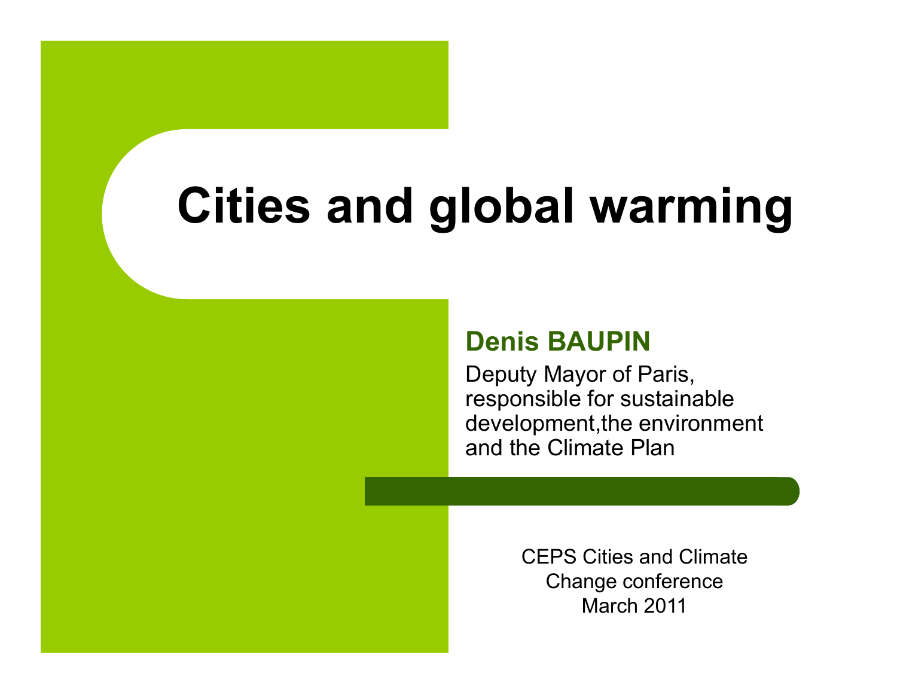# Cities and global warming

**Denis BAUPIN**

Deputy Mayor of Paris, responsible for sustainable development,the environment and the Climate Plan

CEPS Cities and Climate Change conference
March 2011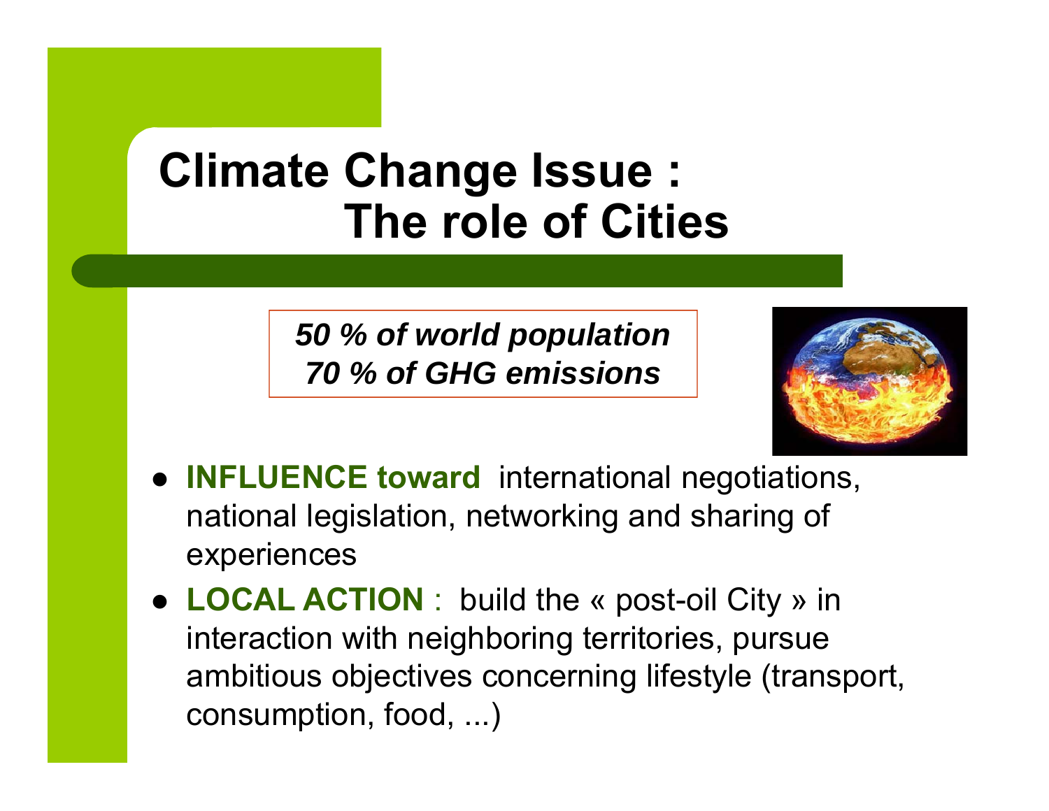# Climate Change Issue : The role of Cities

***50 % of world population***
***70 % of GHG emissions***

- **INFLUENCE toward** international negotiations, national legislation, networking and sharing of experiences
- **LOCAL ACTION** : build the « post-oil City » in interaction with neighboring territories, pursue ambitious objectives concerning lifestyle (transport, consumption, food, ...)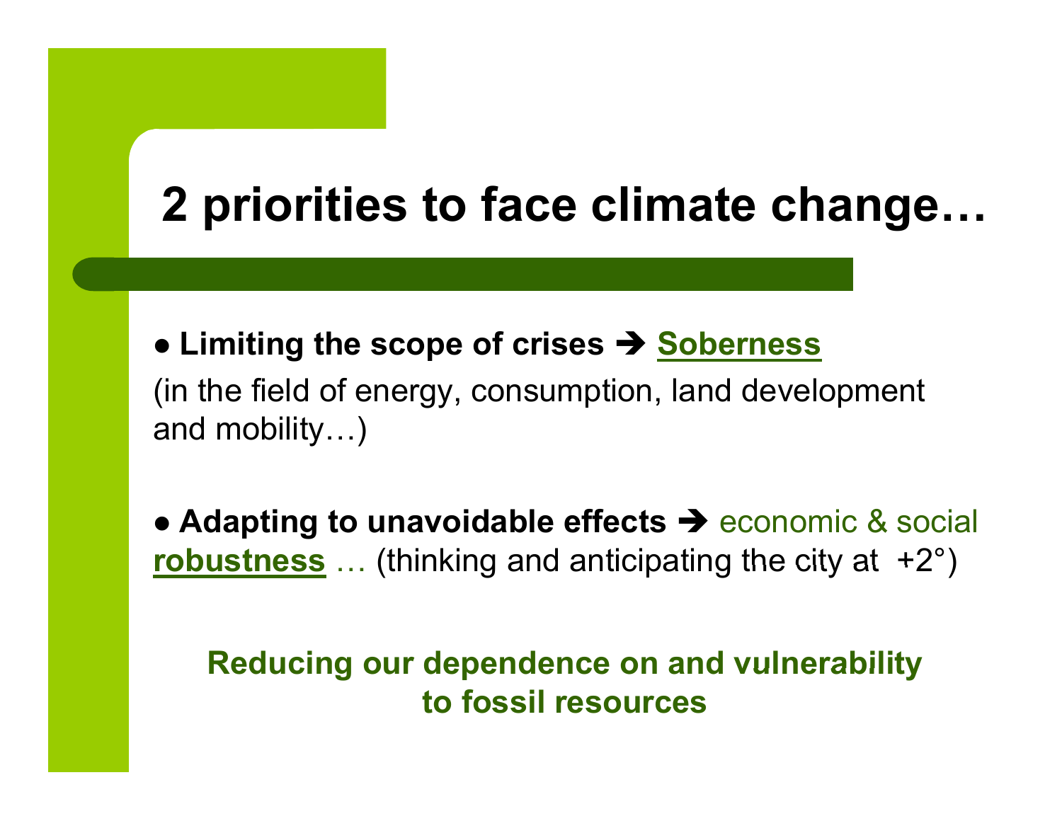# 2 priorities to face climate change…

- **Limiting the scope of crises ➔ Soberness**
(in the field of energy, consumption, land development and mobility…)

- **Adapting to unavoidable effects ➔** economic & social **robustness** … (thinking and anticipating the city at +2°)

**Reducing our dependence on and vulnerability to fossil resources**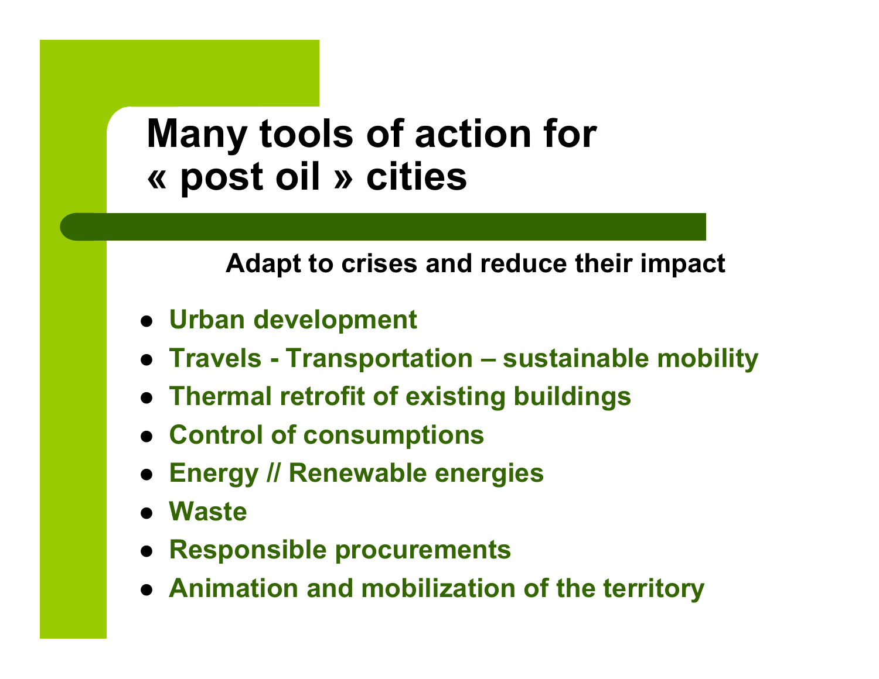# Many tools of action for « post oil » cities

**Adapt to crises and reduce their impact**

- **Urban development**
- **Travels - Transportation – sustainable mobility**
- **Thermal retrofit of existing buildings**
- **Control of consumptions**
- **Energy // Renewable energies**
- **Waste**
- **Responsible procurements**
- **Animation and mobilization of the territory**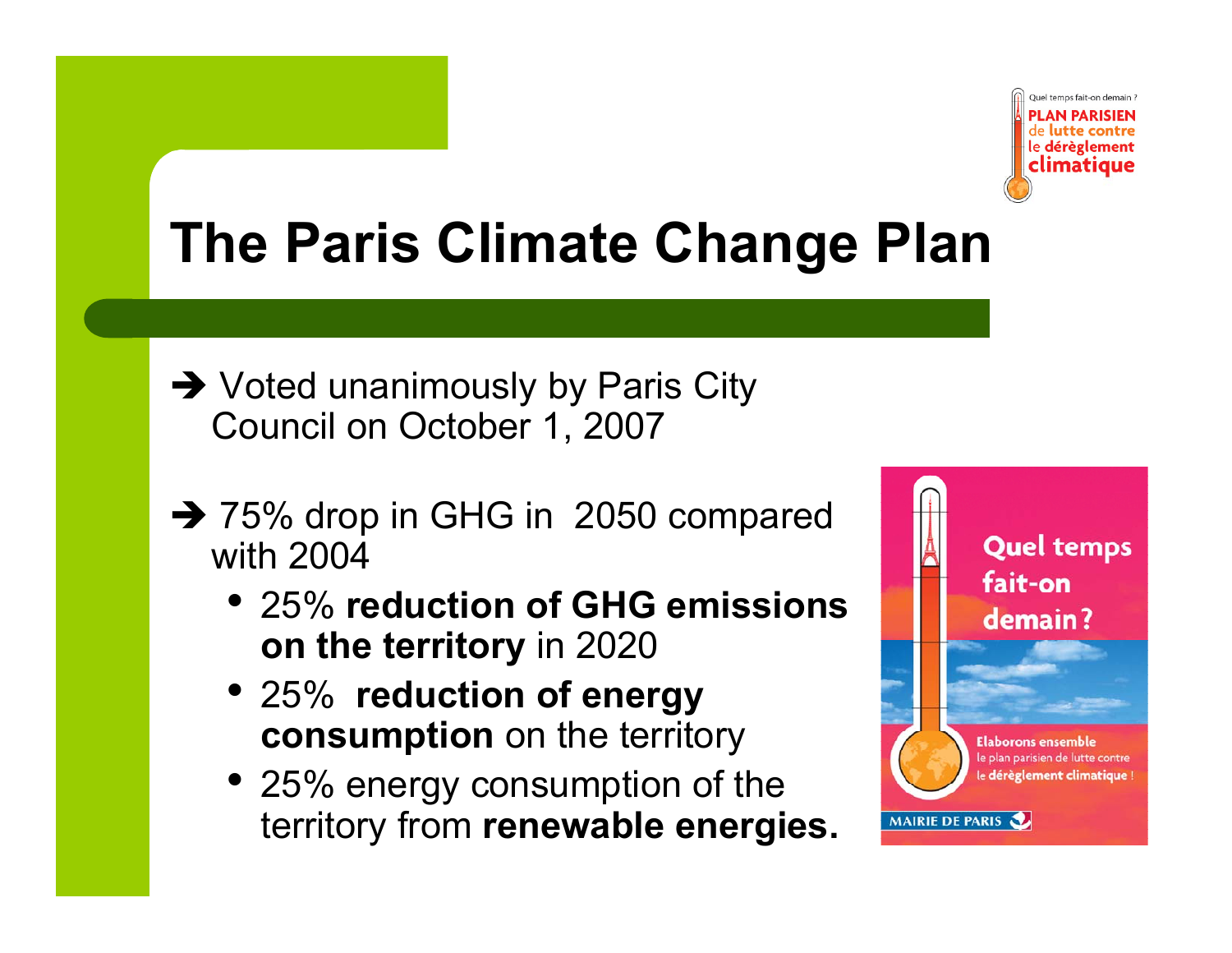# The Paris Climate Change Plan

➔ Voted unanimously by Paris City Council on October 1, 2007

➔ 75% drop in GHG in 2050 compared with 2004

- 25% **reduction of GHG emissions on the territory** in 2020
- 25% **reduction of energy consumption** on the territory
- 25% energy consumption of the territory from **renewable energies.**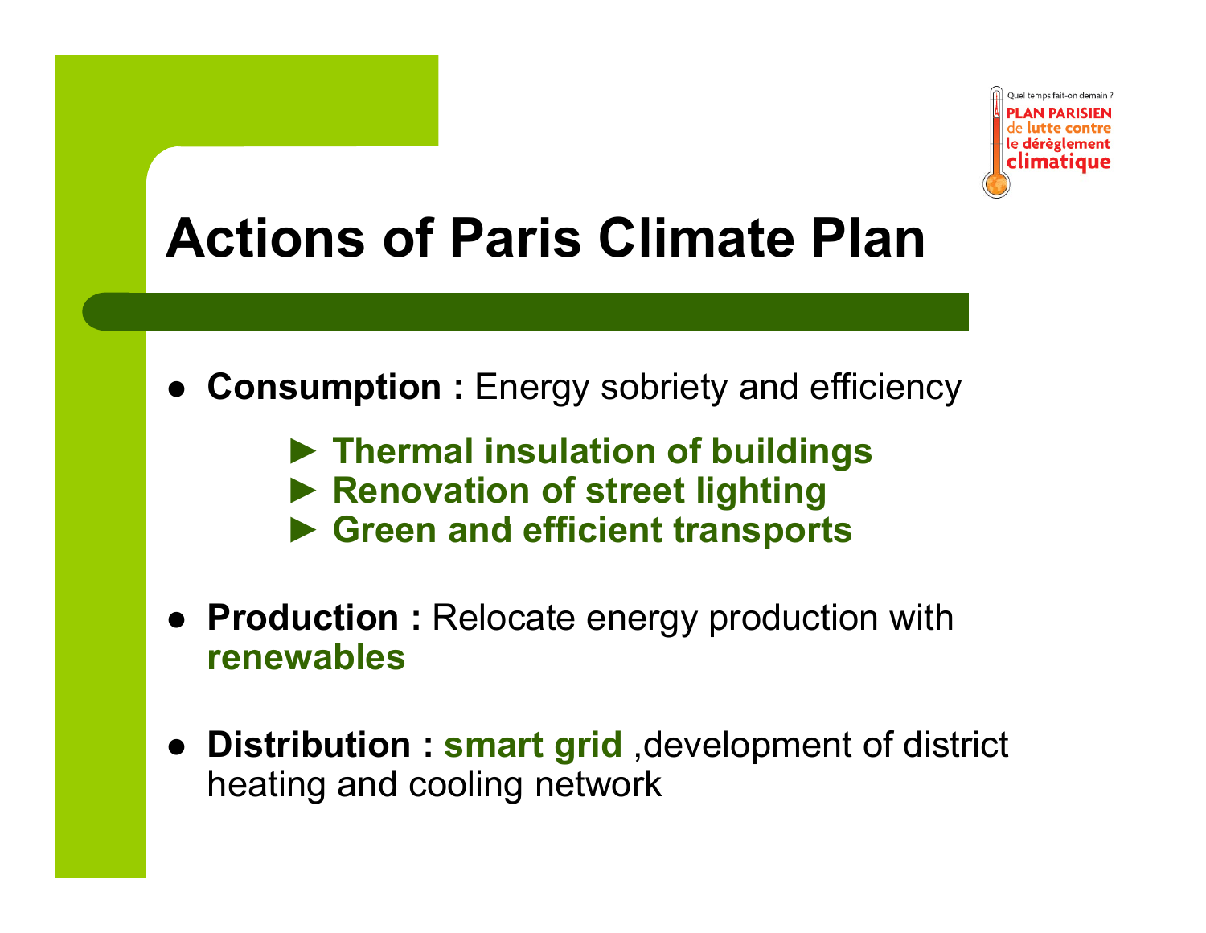Quel temps fait-on demain ?
PLAN PARISIEN de lutte contre le dérèglement climatique

# Actions of Paris Climate Plan

- **Consumption :** Energy sobriety and efficiency
  - ► **Thermal insulation of buildings**
  - ► **Renovation of street lighting**
  - ► **Green and efficient transports**
- **Production :** Relocate energy production with **renewables**
- **Distribution : smart grid** ,development of district heating and cooling network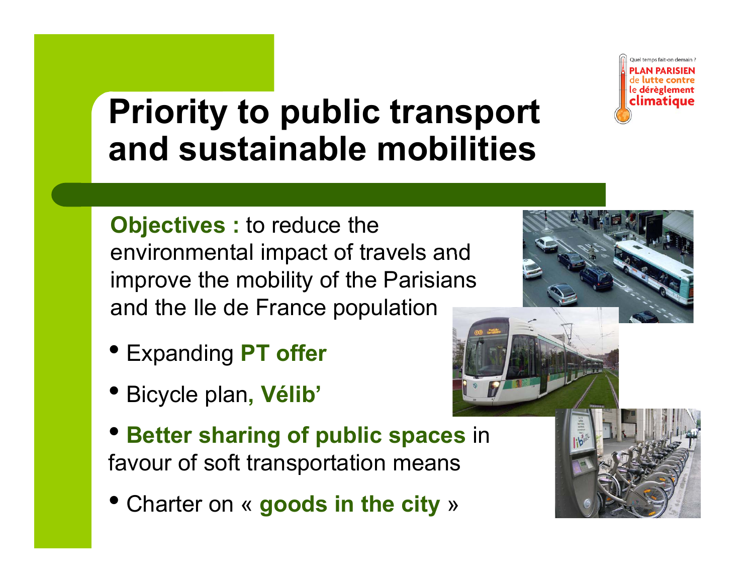# Priority to public transport and sustainable mobilities

Quel temps fait-on demain ?
PLAN PARISIEN de lutte contre le dérèglement climatique

**Objectives :** to reduce the environmental impact of travels and improve the mobility of the Parisians and the Ile de France population

- Expanding **PT offer**
- Bicycle plan**, Vélib'**
- **Better sharing of public spaces** in favour of soft transportation means
- Charter on « **goods in the city** »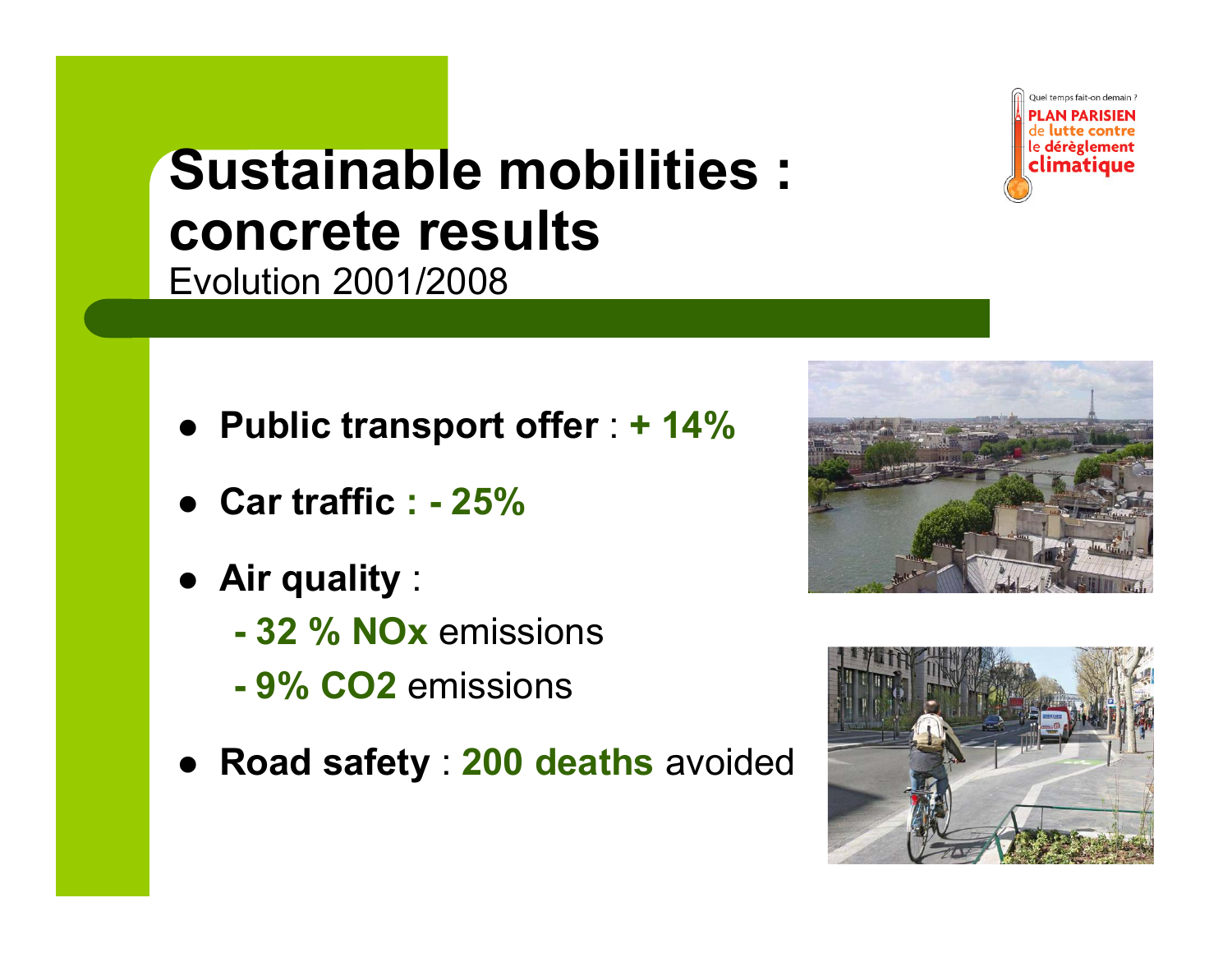# Sustainable mobilities : concrete results

Evolution 2001/2008

- **Public transport offer** : **+ 14%**
- **Car traffic : - 25%**
- **Air quality** :
  - **- 32 % NOx** emissions
  - **- 9% $CO_2$** emissions
- **Road safety** : **200 deaths** avoided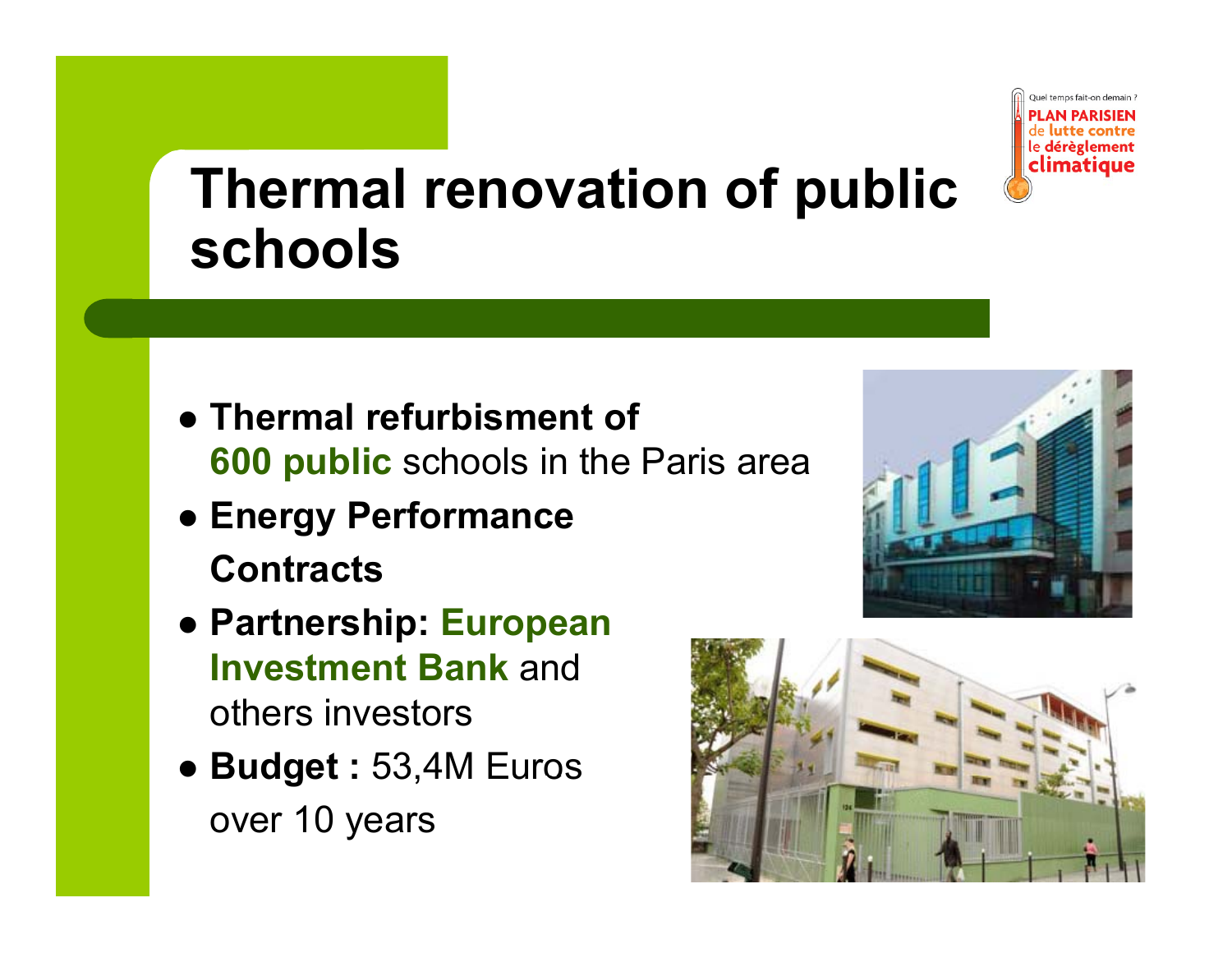# Thermal renovation of public schools

Quel temps fait-on demain ?
PLAN PARISIEN de lutte contre le dérèglement climatique

- **Thermal refurbisment of 600 public** schools in the Paris area
- **Energy Performance Contracts**
- **Partnership: European Investment Bank** and others investors
- **Budget :** 53,4M Euros over 10 years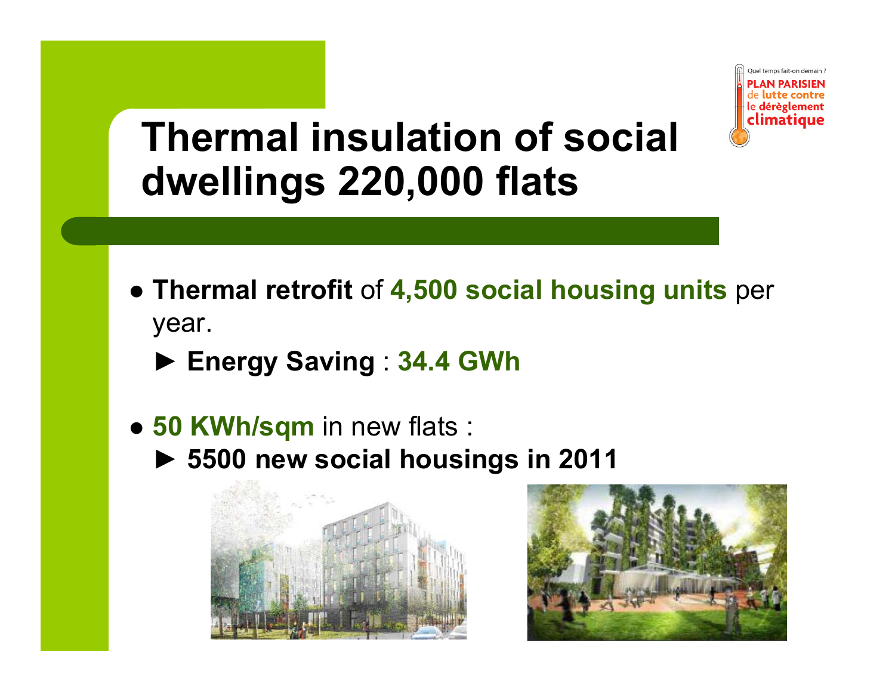Quel temps fait-on demain ?
PLAN PARISIEN de lutte contre le dérèglement climatique

# Thermal insulation of social dwellings 220,000 flats

- **Thermal retrofit** of **4,500 social housing units** per year.
  - ► **Energy Saving** : **34.4 GWh**
- **50 KWh/sqm** in new flats :
  - ► **5500 new social housings in 2011**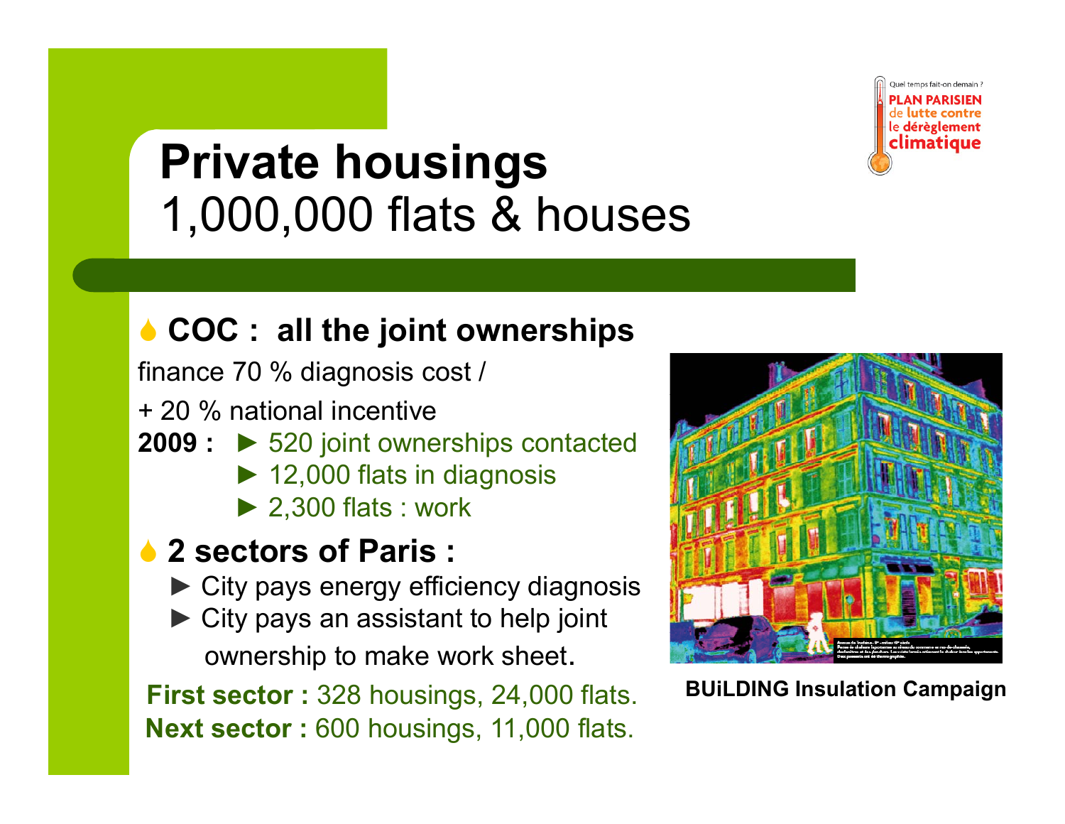# **Private housings**
## 1,000,000 flats & houses

- **COC : all the joint ownerships**

finance 70 % diagnosis cost /

+ 20 % national incentive

**2009 :** ► 520 joint ownerships contacted
► 12,000 flats in diagnosis
► 2,300 flats : work

- **2 sectors of Paris :**
  - ► City pays energy efficiency diagnosis
  - ► City pays an assistant to help joint ownership to make work sheet.

**First sector :** 328 housings, 24,000 flats.
**Next sector :** 600 housings, 11,000 flats.

**BUiLDING Insulation Campaign**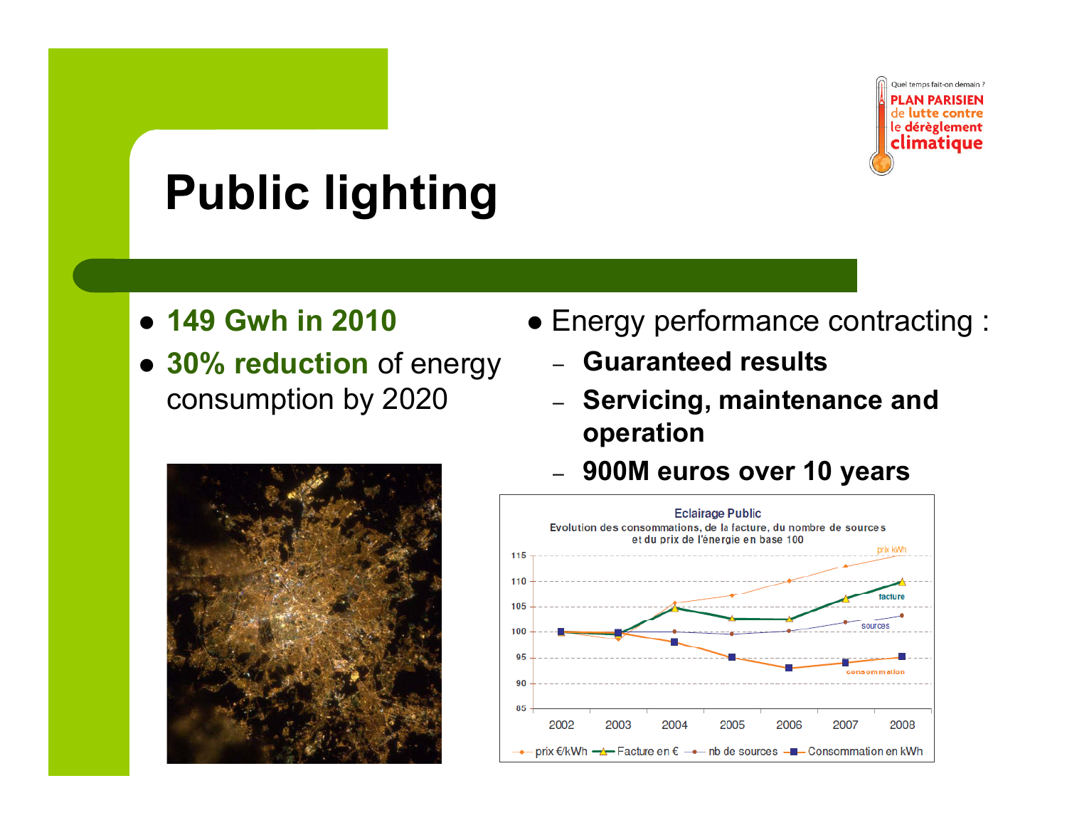# Public lighting

- **149 Gwh in 2010**
- **30% reduction** of energy consumption by 2020

- Energy performance contracting :
  - **Guaranteed results**
  - **Servicing, maintenance and operation**
  - **900M euros over 10 years**

Eclairage Public
Evolution des consommations, de la facture, du nombre de sources et du prix de l'énergie en base 100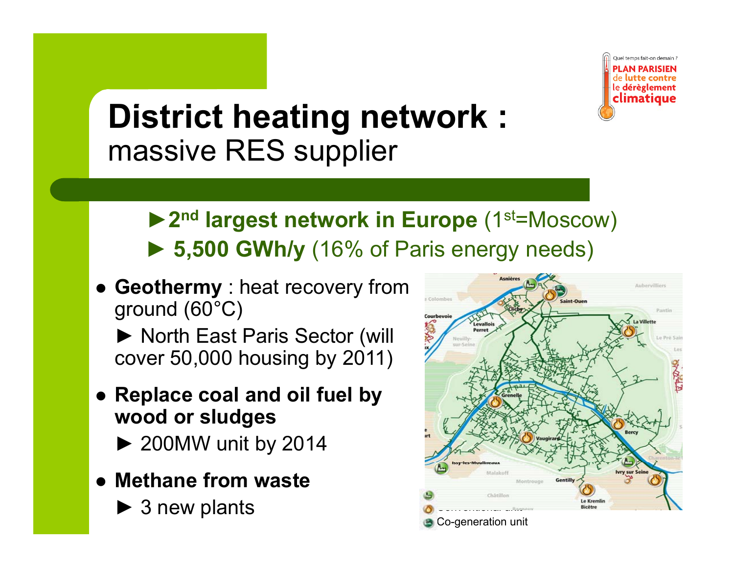# District heating network : massive RES supplier

►2[nd] largest network in Europe (1[st]=Moscow)

► 5,500 GWh/y (16% of Paris energy needs)

- **Geothermy** : heat recovery from ground (60°C)

  ► North East Paris Sector (will cover 50,000 housing by 2011)

- **Replace coal and oil fuel by wood or sludges**

  ► 200MW unit by 2014

- **Methane from waste**

  ► 3 new plants

Conventional unit

Co-generation unit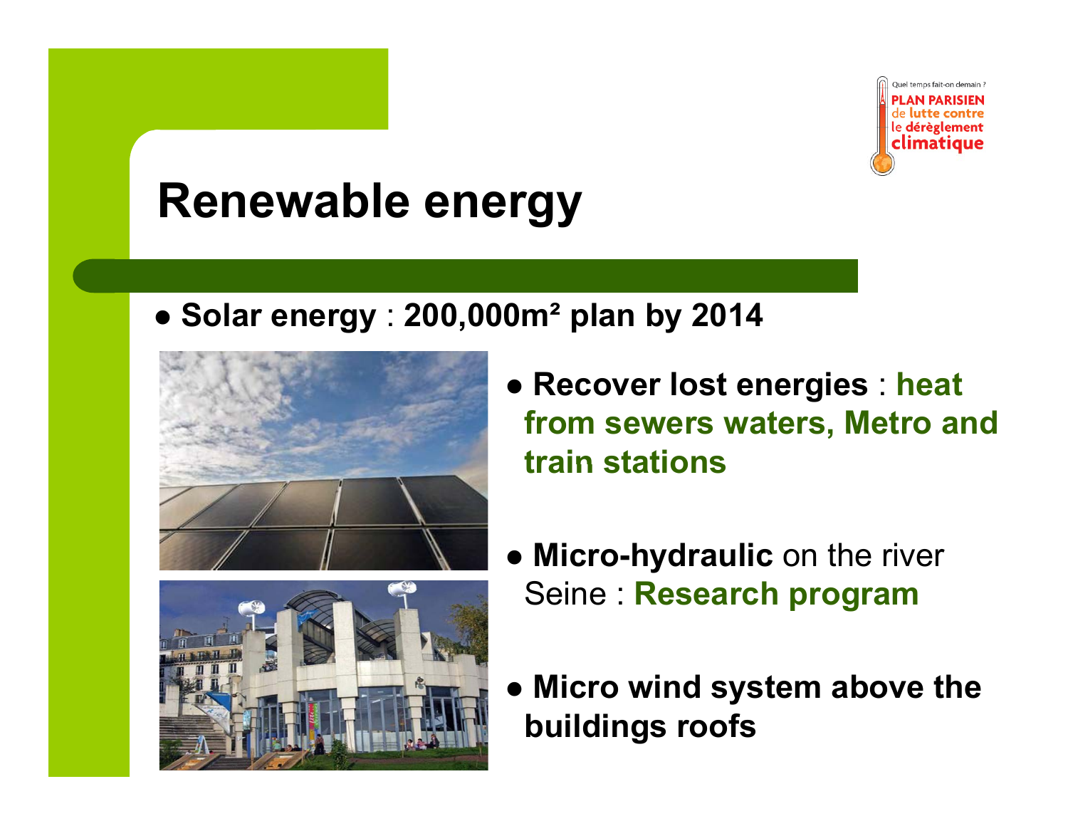# Renewable energy

- **Solar energy** : **200,000m² plan by 2014**

- **Recover lost energies** : **heat from sewers waters, Metro and train stations**

- **Micro-hydraulic** on the river Seine : **Research program**

- **Micro wind system above the buildings roofs**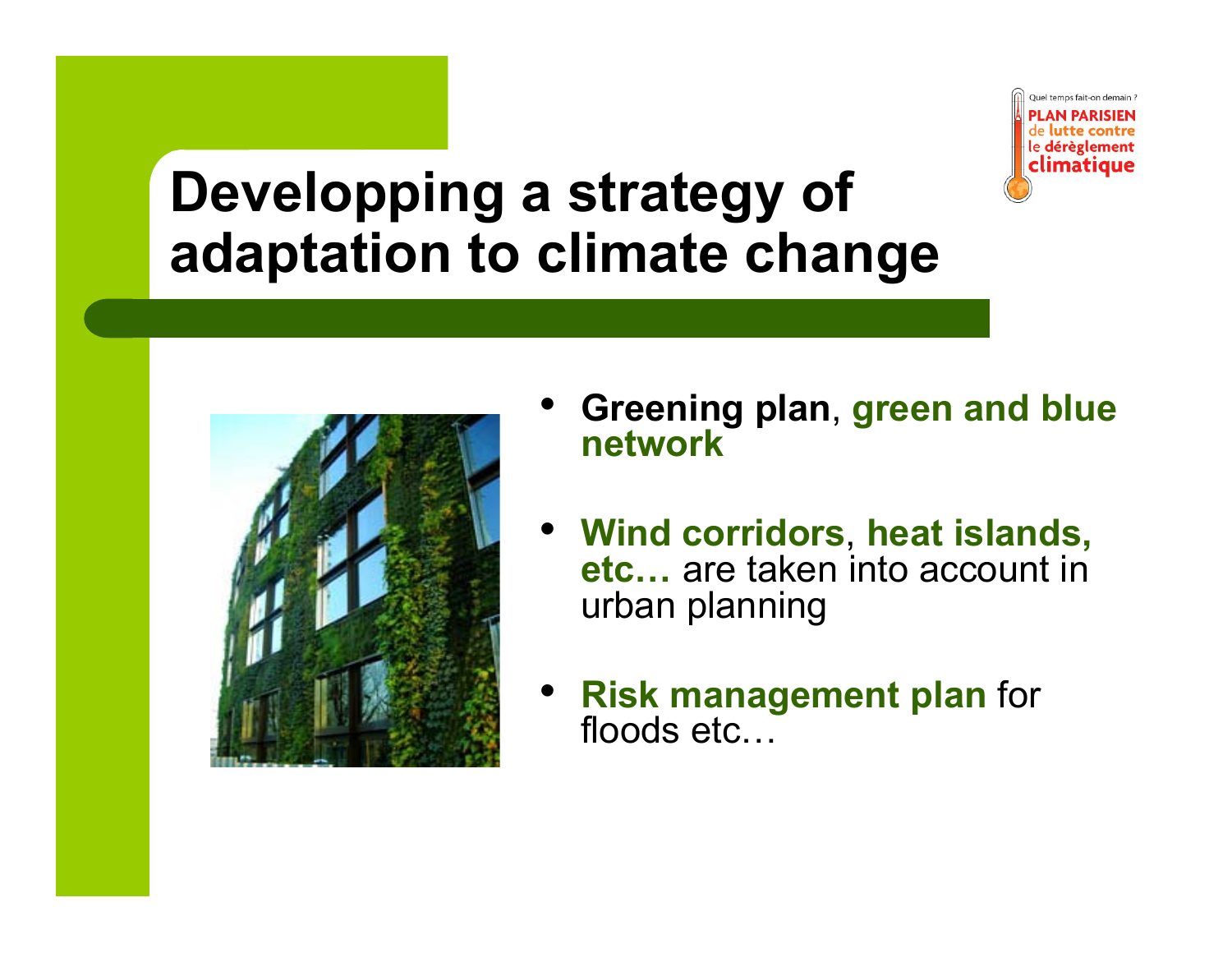# Developping a strategy of adaptation to climate change

- **Greening plan**, **green and blue network**
- **Wind corridors**, **heat islands, etc…** are taken into account in urban planning
- **Risk management plan** for floods etc…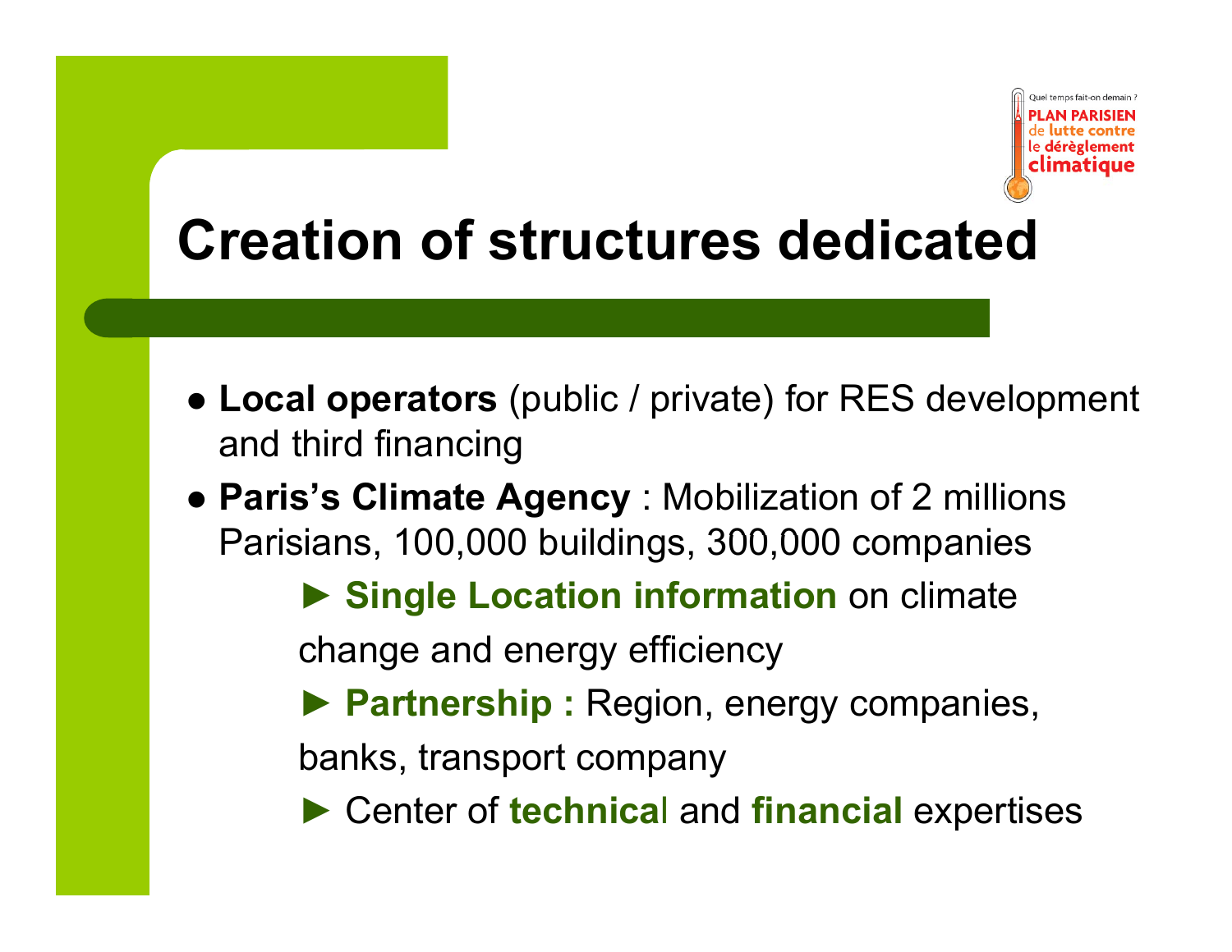Quel temps fait-on demain ?
PLAN PARISIEN de lutte contre le dérèglement climatique

# Creation of structures dedicated

- **Local operators** (public / private) for RES development and third financing
- **Paris's Climate Agency** : Mobilization of 2 millions Parisians, 100,000 buildings, 300,000 companies

  ► **Single Location information** on climate change and energy efficiency

  ► **Partnership :** Region, energy companies, banks, transport company

  ► Center of **technical** and **financial** expertises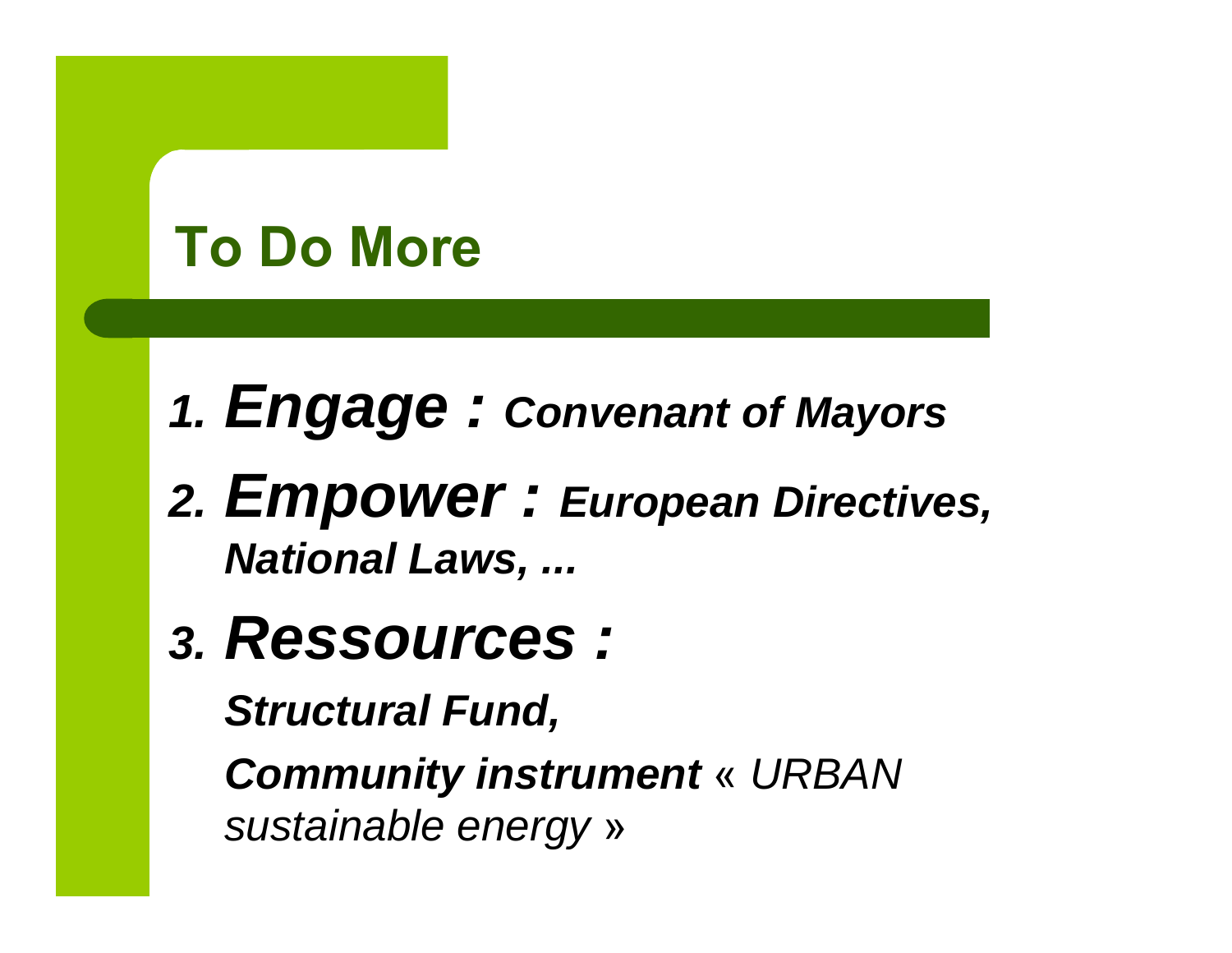# To Do More

1. ***Engage :*** ***Convenant of Mayors***
2. ***Empower :*** ***European Directives, National Laws, ...***
3. ***Ressources :***

   ***Structural Fund,***

   ***Community instrument*** *« URBAN sustainable energy »*